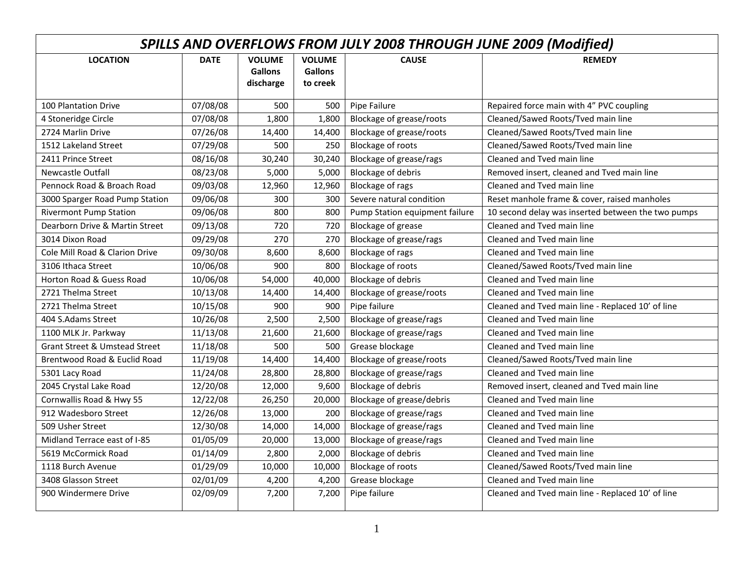# *SPILLS AND OVERFLOWS FROM JULY 2008 THROUGH JUNE 2009 (Modified)*

| LOCATION | DATE | VOLUME Gallons discharge | VOLUME Gallons to creek | CAUSE | REMEDY |
|---|---|---|---|---|---|
| 100 Plantation Drive | 07/08/08 | 500 | 500 | Pipe Failure | Repaired force main with 4" PVC coupling |
| 4 Stoneridge Circle | 07/08/08 | 1,800 | 1,800 | Blockage of grease/roots | Cleaned/Sawed Roots/Tved main line |
| 2724 Marlin Drive | 07/26/08 | 14,400 | 14,400 | Blockage of grease/roots | Cleaned/Sawed Roots/Tved main line |
| 1512 Lakeland Street | 07/29/08 | 500 | 250 | Blockage of roots | Cleaned/Sawed Roots/Tved main line |
| 2411 Prince Street | 08/16/08 | 30,240 | 30,240 | Blockage of grease/rags | Cleaned and Tved main line |
| Newcastle Outfall | 08/23/08 | 5,000 | 5,000 | Blockage of debris | Removed insert, cleaned and Tved main line |
| Pennock Road & Broach Road | 09/03/08 | 12,960 | 12,960 | Blockage of rags | Cleaned and Tved main line |
| 3000 Sparger Road Pump Station | 09/06/08 | 300 | 300 | Severe natural condition | Reset manhole frame & cover, raised manholes |
| Rivermont Pump Station | 09/06/08 | 800 | 800 | Pump Station equipment failure | 10 second delay was inserted between the two pumps |
| Dearborn Drive & Martin Street | 09/13/08 | 720 | 720 | Blockage of grease | Cleaned and Tved main line |
| 3014 Dixon Road | 09/29/08 | 270 | 270 | Blockage of grease/rags | Cleaned and Tved main line |
| Cole Mill Road & Clarion Drive | 09/30/08 | 8,600 | 8,600 | Blockage of rags | Cleaned and Tved main line |
| 3106 Ithaca Street | 10/06/08 | 900 | 800 | Blockage of roots | Cleaned/Sawed Roots/Tved main line |
| Horton Road & Guess Road | 10/06/08 | 54,000 | 40,000 | Blockage of debris | Cleaned and Tved main line |
| 2721 Thelma Street | 10/13/08 | 14,400 | 14,400 | Blockage of grease/roots | Cleaned and Tved main line |
| 2721 Thelma Street | 10/15/08 | 900 | 900 | Pipe failure | Cleaned and Tved main line - Replaced 10' of line |
| 404 S.Adams Street | 10/26/08 | 2,500 | 2,500 | Blockage of grease/rags | Cleaned and Tved main line |
| 1100 MLK Jr. Parkway | 11/13/08 | 21,600 | 21,600 | Blockage of grease/rags | Cleaned and Tved main line |
| Grant Street & Umstead Street | 11/18/08 | 500 | 500 | Grease blockage | Cleaned and Tved main line |
| Brentwood Road & Euclid Road | 11/19/08 | 14,400 | 14,400 | Blockage of grease/roots | Cleaned/Sawed Roots/Tved main line |
| 5301 Lacy Road | 11/24/08 | 28,800 | 28,800 | Blockage of grease/rags | Cleaned and Tved main line |
| 2045 Crystal Lake Road | 12/20/08 | 12,000 | 9,600 | Blockage of debris | Removed insert, cleaned and Tved main line |
| Cornwallis Road & Hwy 55 | 12/22/08 | 26,250 | 20,000 | Blockage of grease/debris | Cleaned and Tved main line |
| 912 Wadesboro Street | 12/26/08 | 13,000 | 200 | Blockage of grease/rags | Cleaned and Tved main line |
| 509 Usher Street | 12/30/08 | 14,000 | 14,000 | Blockage of grease/rags | Cleaned and Tved main line |
| Midland Terrace east of I-85 | 01/05/09 | 20,000 | 13,000 | Blockage of grease/rags | Cleaned and Tved main line |
| 5619 McCormick Road | 01/14/09 | 2,800 | 2,000 | Blockage of debris | Cleaned and Tved main line |
| 1118 Burch Avenue | 01/29/09 | 10,000 | 10,000 | Blockage of roots | Cleaned/Sawed Roots/Tved main line |
| 3408 Glasson Street | 02/01/09 | 4,200 | 4,200 | Grease blockage | Cleaned and Tved main line |
| 900 Windermere Drive | 02/09/09 | 7,200 | 7,200 | Pipe failure | Cleaned and Tved main line - Replaced 10' of line |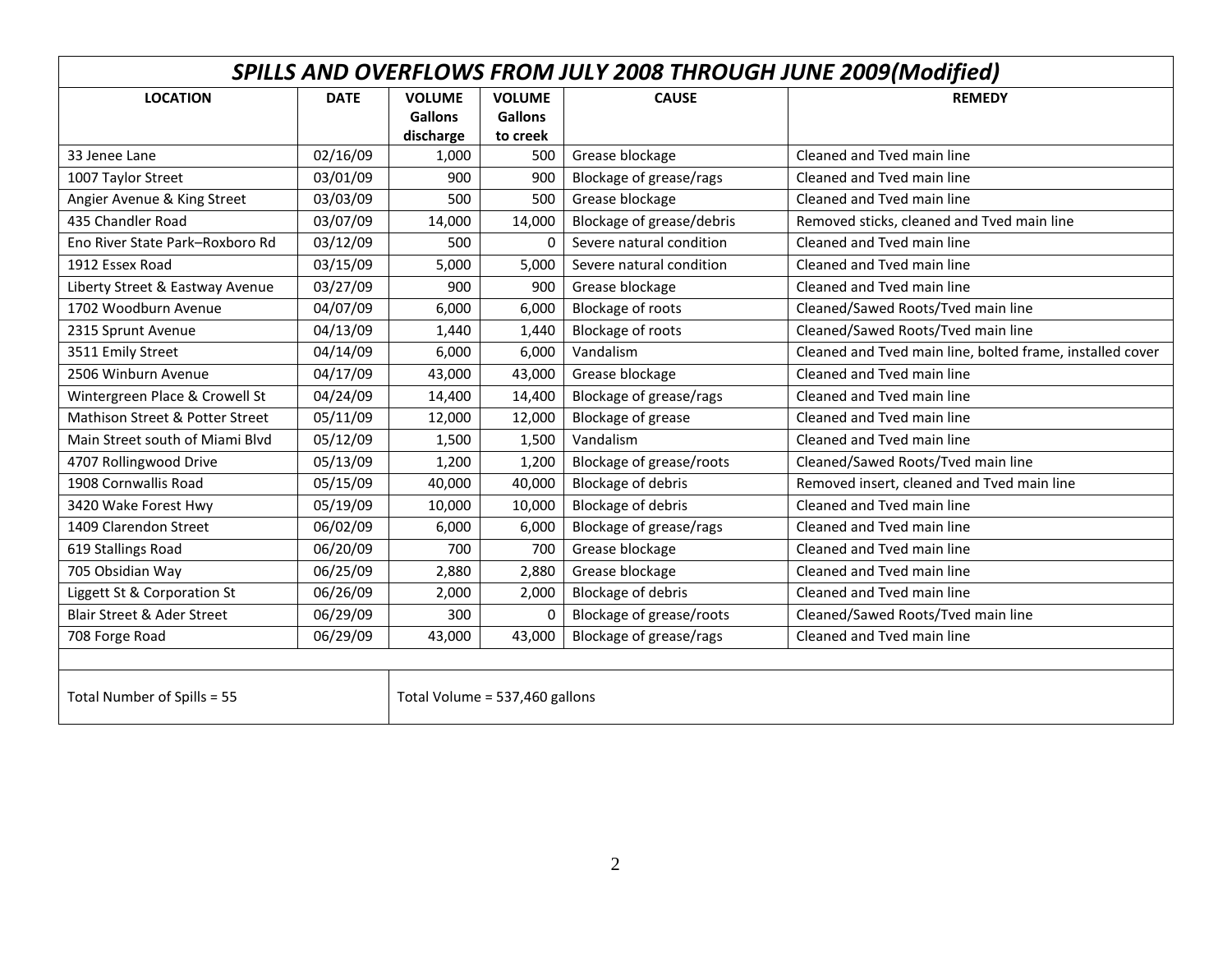| *SPILLS AND OVERFLOWS FROM JULY 2008 THROUGH JUNE 2009(Modified)* | | | | | |
|---|---|---|---|---|---|
| **LOCATION** | **DATE** | **VOLUME Gallons discharge** | **VOLUME Gallons to creek** | **CAUSE** | **REMEDY** |
| 33 Jenee Lane | 02/16/09 | 1,000 | 500 | Grease blockage | Cleaned and Tved main line |
| 1007 Taylor Street | 03/01/09 | 900 | 900 | Blockage of grease/rags | Cleaned and Tved main line |
| Angier Avenue & King Street | 03/03/09 | 500 | 500 | Grease blockage | Cleaned and Tved main line |
| 435 Chandler Road | 03/07/09 | 14,000 | 14,000 | Blockage of grease/debris | Removed sticks, cleaned and Tved main line |
| Eno River State Park–Roxboro Rd | 03/12/09 | 500 | 0 | Severe natural condition | Cleaned and Tved main line |
| 1912 Essex Road | 03/15/09 | 5,000 | 5,000 | Severe natural condition | Cleaned and Tved main line |
| Liberty Street & Eastway Avenue | 03/27/09 | 900 | 900 | Grease blockage | Cleaned and Tved main line |
| 1702 Woodburn Avenue | 04/07/09 | 6,000 | 6,000 | Blockage of roots | Cleaned/Sawed Roots/Tved main line |
| 2315 Sprunt Avenue | 04/13/09 | 1,440 | 1,440 | Blockage of roots | Cleaned/Sawed Roots/Tved main line |
| 3511 Emily Street | 04/14/09 | 6,000 | 6,000 | Vandalism | Cleaned and Tved main line, bolted frame, installed cover |
| 2506 Winburn Avenue | 04/17/09 | 43,000 | 43,000 | Grease blockage | Cleaned and Tved main line |
| Wintergreen Place & Crowell St | 04/24/09 | 14,400 | 14,400 | Blockage of grease/rags | Cleaned and Tved main line |
| Mathison Street & Potter Street | 05/11/09 | 12,000 | 12,000 | Blockage of grease | Cleaned and Tved main line |
| Main Street south of Miami Blvd | 05/12/09 | 1,500 | 1,500 | Vandalism | Cleaned and Tved main line |
| 4707 Rollingwood Drive | 05/13/09 | 1,200 | 1,200 | Blockage of grease/roots | Cleaned/Sawed Roots/Tved main line |
| 1908 Cornwallis Road | 05/15/09 | 40,000 | 40,000 | Blockage of debris | Removed insert, cleaned and Tved main line |
| 3420 Wake Forest Hwy | 05/19/09 | 10,000 | 10,000 | Blockage of debris | Cleaned and Tved main line |
| 1409 Clarendon Street | 06/02/09 | 6,000 | 6,000 | Blockage of grease/rags | Cleaned and Tved main line |
| 619 Stallings Road | 06/20/09 | 700 | 700 | Grease blockage | Cleaned and Tved main line |
| 705 Obsidian Way | 06/25/09 | 2,880 | 2,880 | Grease blockage | Cleaned and Tved main line |
| Liggett St & Corporation St | 06/26/09 | 2,000 | 2,000 | Blockage of debris | Cleaned and Tved main line |
| Blair Street & Ader Street | 06/29/09 | 300 | 0 | Blockage of grease/roots | Cleaned/Sawed Roots/Tved main line |
| 708 Forge Road | 06/29/09 | 43,000 | 43,000 | Blockage of grease/rags | Cleaned and Tved main line |
| | | | | | |
| Total Number of Spills = 55 | | Total Volume = 537,460 gallons | | | |